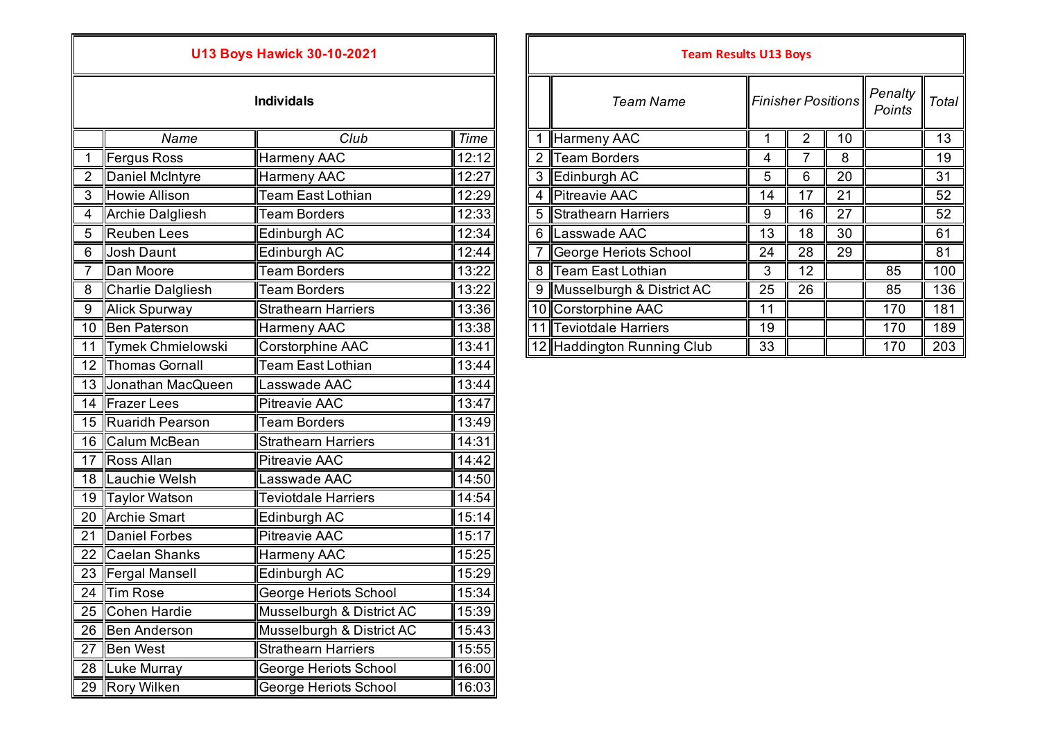## U13 Boys Hawick 30-10-2021

### Individials

| | Name | Club | Time |
|---|---|---|---|
| 1 | Fergus Ross | Harmeny AAC | 12:12 |
| 2 | Daniel McIntyre | Harmeny AAC | 12:27 |
| 3 | Howie Allison | Team East Lothian | 12:29 |
| 4 | Archie Dalgliesh | Team Borders | 12:33 |
| 5 | Reuben Lees | Edinburgh AC | 12:34 |
| 6 | Josh Daunt | Edinburgh AC | 12:44 |
| 7 | Dan Moore | Team Borders | 13:22 |
| 8 | Charlie Dalgliesh | Team Borders | 13:22 |
| 9 | Alick Spurway | Strathearn Harriers | 13:36 |
| 10 | Ben Paterson | Harmeny AAC | 13:38 |
| 11 | Tymek Chmielowski | Corstorphine AAC | 13:41 |
| 12 | Thomas Gornall | Team East Lothian | 13:44 |
| 13 | Jonathan MacQueen | Lasswade AAC | 13:44 |
| 14 | Frazer Lees | Pitreavie AAC | 13:47 |
| 15 | Ruaridh Pearson | Team Borders | 13:49 |
| 16 | Calum McBean | Strathearn Harriers | 14:31 |
| 17 | Ross Allan | Pitreavie AAC | 14:42 |
| 18 | Lauchie Welsh | Lasswade AAC | 14:50 |
| 19 | Taylor Watson | Teviotdale Harriers | 14:54 |
| 20 | Archie Smart | Edinburgh AC | 15:14 |
| 21 | Daniel Forbes | Pitreavie AAC | 15:17 |
| 22 | Caelan Shanks | Harmeny AAC | 15:25 |
| 23 | Fergal Mansell | Edinburgh AC | 15:29 |
| 24 | Tim Rose | George Heriots School | 15:34 |
| 25 | Cohen Hardie | Musselburgh & District AC | 15:39 |
| 26 | Ben Anderson | Musselburgh & District AC | 15:43 |
| 27 | Ben West | Strathearn Harriers | 15:55 |
| 28 | Luke Murray | George Heriots School | 16:00 |
| 29 | Rory Wilken | George Heriots School | 16:03 |

## Team Results U13 Boys

| | Team Name | Finisher Positions | | | Penalty Points | Total |
|---|---|---|---|---|---|---|
| 1 | Harmeny AAC | 1 | 2 | 10 | | 13 |
| 2 | Team Borders | 4 | 7 | 8 | | 19 |
| 3 | Edinburgh AC | 5 | 6 | 20 | | 31 |
| 4 | Pitreavie AAC | 14 | 17 | 21 | | 52 |
| 5 | Strathearn Harriers | 9 | 16 | 27 | | 52 |
| 6 | Lasswade AAC | 13 | 18 | 30 | | 61 |
| 7 | George Heriots School | 24 | 28 | 29 | | 81 |
| 8 | Team East Lothian | 3 | 12 | | 85 | 100 |
| 9 | Musselburgh & District AC | 25 | 26 | | 85 | 136 |
| 10 | Corstorphine AAC | 11 | | | 170 | 181 |
| 11 | Teviotdale Harriers | 19 | | | 170 | 189 |
| 12 | Haddington Running Club | 33 | | | 170 | 203 |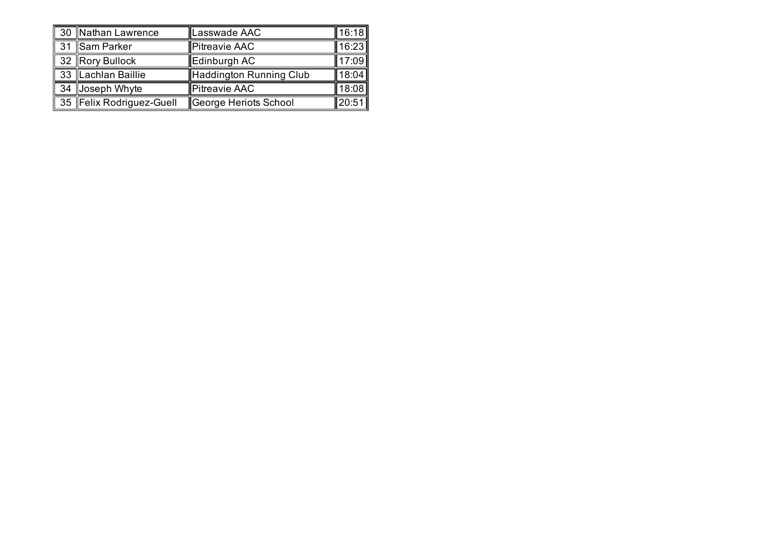| | | | |
|---|---|---|---|
| 30 | Nathan Lawrence | Lasswade AAC | 16:18 |
| 31 | Sam Parker | Pitreavie AAC | 16:23 |
| 32 | Rory Bullock | Edinburgh AC | 17:09 |
| 33 | Lachlan Baillie | Haddington Running Club | 18:04 |
| 34 | Joseph Whyte | Pitreavie AAC | 18:08 |
| 35 | Felix Rodriguez-Guell | George Heriots School | 20:51 |